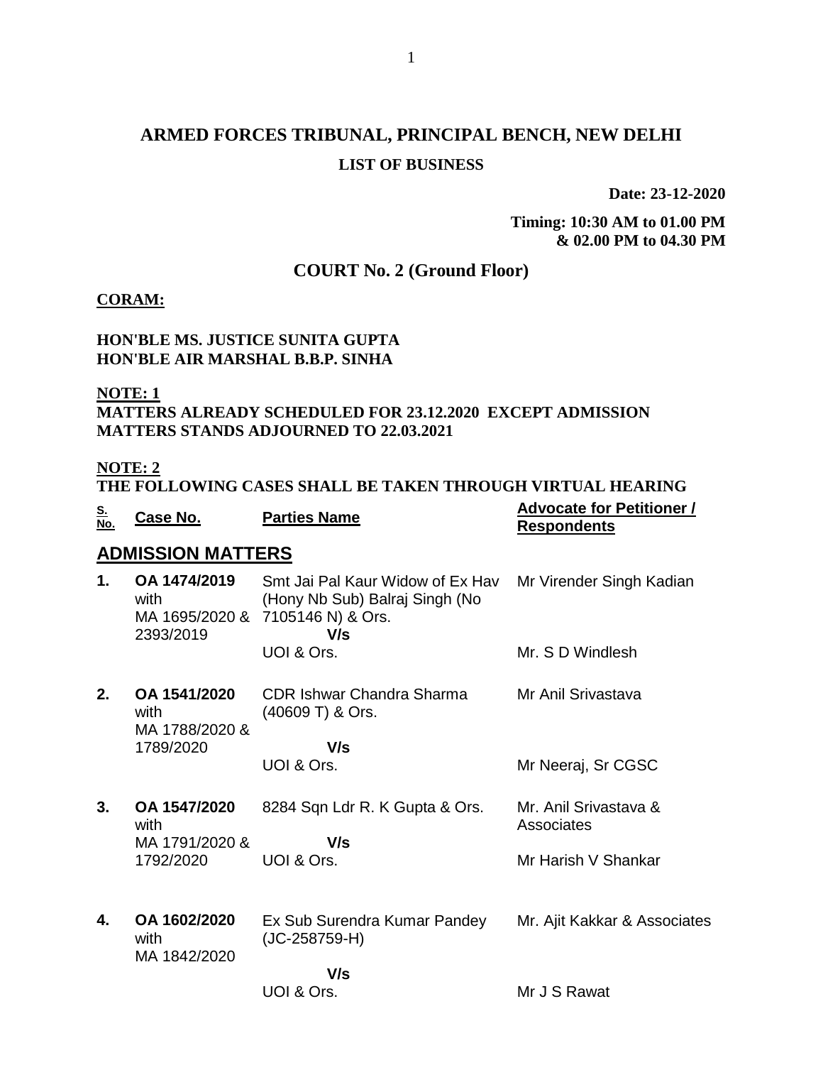# ARMED FORCES TRIBUNAL, PRINCIPAL BENCH, NEW DELHI

## LIST OF BUSINESS

**Date: 23-12-2020**

**Timing: 10:30 AM to 01.00 PM & 02.00 PM to 04.30 PM**

## COURT No. 2 (Ground Floor)

**CORAM:**

**HON'BLE MS. JUSTICE SUNITA GUPTA**
**HON'BLE AIR MARSHAL B.B.P. SINHA**

**NOTE: 1**
**MATTERS ALREADY SCHEDULED FOR 23.12.2020 EXCEPT ADMISSION MATTERS STANDS ADJOURNED TO 22.03.2021**

**NOTE: 2**
**THE FOLLOWING CASES SHALL BE TAKEN THROUGH VIRTUAL HEARING**

| S. No. | Case No. | Parties Name | Advocate for Petitioner / Respondents |
|---|---|---|---|
| **ADMISSION MATTERS** | | | |
| 1. | **OA 1474/2019** with MA 1695/2020 & 2393/2019 | Smt Jai Pal Kaur Widow of Ex Hav (Hony Nb Sub) Balraj Singh (No 7105146 N) & Ors. **V/s** UOI & Ors. | Mr Virender Singh Kadian<br>Mr. S D Windlesh |
| 2. | **OA 1541/2020** with MA 1788/2020 & 1789/2020 | CDR Ishwar Chandra Sharma (40609 T) & Ors. **V/s** UOI & Ors. | Mr Anil Srivastava<br>Mr Neeraj, Sr CGSC |
| 3. | **OA 1547/2020** with MA 1791/2020 & 1792/2020 | 8284 Sqn Ldr R. K Gupta & Ors. **V/s** UOI & Ors. | Mr. Anil Srivastava & Associates<br>Mr Harish V Shankar |
| 4. | **OA 1602/2020** with MA 1842/2020 | Ex Sub Surendra Kumar Pandey (JC-258759-H) **V/s** UOI & Ors. | Mr. Ajit Kakkar & Associates<br>Mr J S Rawat |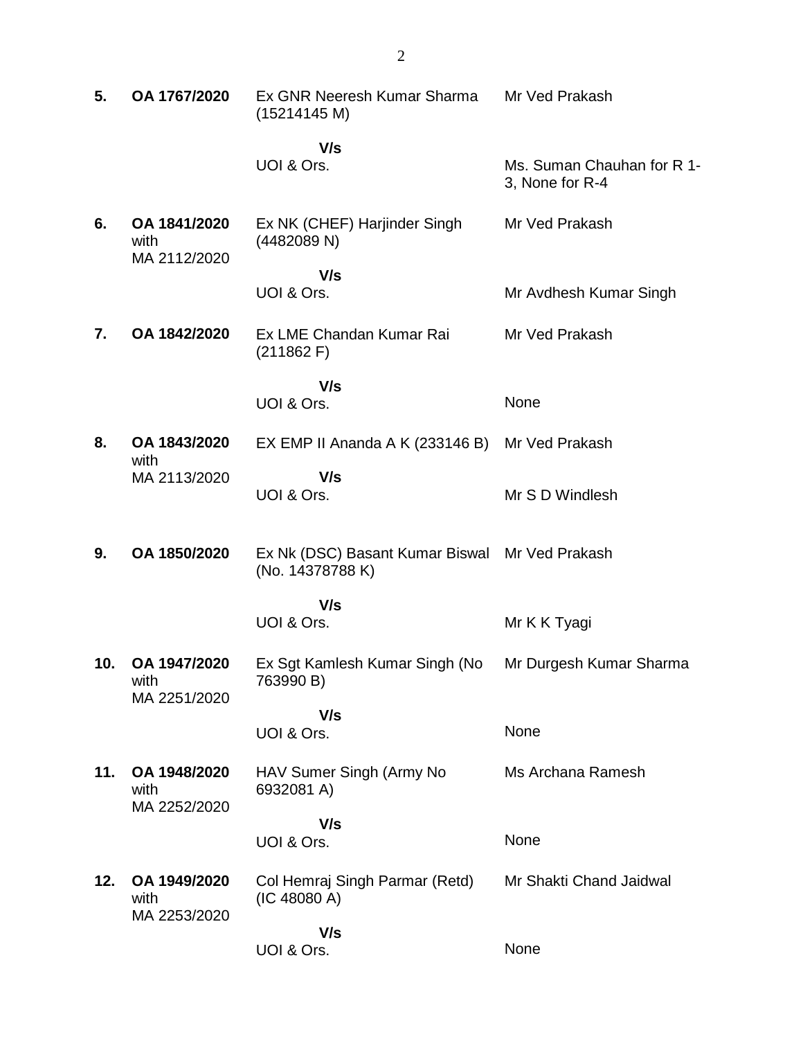| | | | |
|---|---|---|---|
| **5.** | **OA 1767/2020** | Ex GNR Neeresh Kumar Sharma (15214145 M)<br><br>**V/s**<br>UOI & Ors. | Mr Ved Prakash<br><br>Ms. Suman Chauhan for R 1-3, None for R-4 |
| **6.** | **OA 1841/2020** with MA 2112/2020 | Ex NK (CHEF) Harjinder Singh (4482089 N)<br><br>**V/s**<br>UOI & Ors. | Mr Ved Prakash<br><br>Mr Avdhesh Kumar Singh |
| **7.** | **OA 1842/2020** | Ex LME Chandan Kumar Rai (211862 F)<br><br>**V/s**<br>UOI & Ors. | Mr Ved Prakash<br><br>None |
| **8.** | **OA 1843/2020** with MA 2113/2020 | EX EMP II Ananda A K (233146 B)<br><br>**V/s**<br>UOI & Ors. | Mr Ved Prakash<br><br>Mr S D Windlesh |
| **9.** | **OA 1850/2020** | Ex Nk (DSC) Basant Kumar Biswal (No. 14378788 K)<br><br>**V/s**<br>UOI & Ors. | Mr Ved Prakash<br><br>Mr K K Tyagi |
| **10.** | **OA 1947/2020** with MA 2251/2020 | Ex Sgt Kamlesh Kumar Singh (No 763990 B)<br><br>**V/s**<br>UOI & Ors. | Mr Durgesh Kumar Sharma<br><br>None |
| **11.** | **OA 1948/2020** with MA 2252/2020 | HAV Sumer Singh (Army No 6932081 A)<br><br>**V/s**<br>UOI & Ors. | Ms Archana Ramesh<br><br>None |
| **12.** | **OA 1949/2020** with MA 2253/2020 | Col Hemraj Singh Parmar (Retd) (IC 48080 A)<br><br>**V/s**<br>UOI & Ors. | Mr Shakti Chand Jaidwal<br><br>None |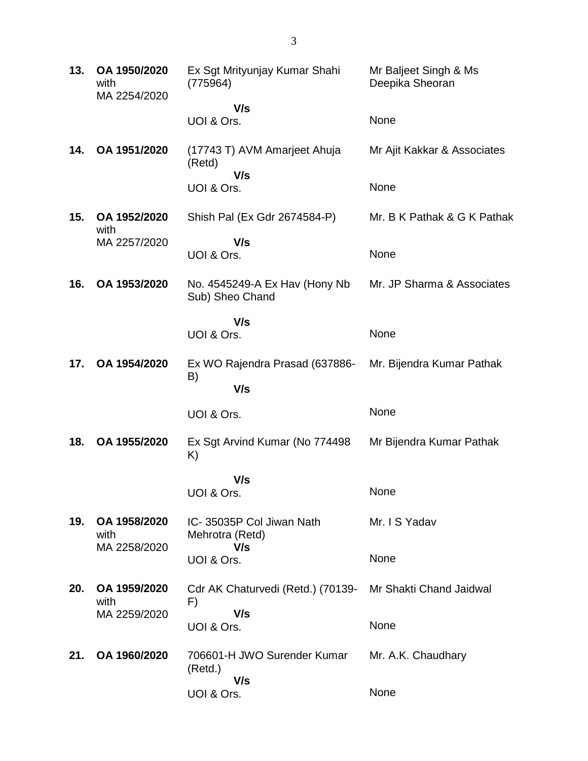| | | | |
|---|---|---|---|
| **13.** | **OA 1950/2020** with MA 2254/2020 | Ex Sgt Mrityunjay Kumar Shahi (775964) **V/s** UOI & Ors. | Mr Baljeet Singh & Ms Deepika Sheoran<br><br>None |
| **14.** | **OA 1951/2020** | (17743 T) AVM Amarjeet Ahuja (Retd) **V/s** UOI & Ors. | Mr Ajit Kakkar & Associates<br><br>None |
| **15.** | **OA 1952/2020** with MA 2257/2020 | Shish Pal (Ex Gdr 2674584-P) **V/s** UOI & Ors. | Mr. B K Pathak & G K Pathak<br><br>None |
| **16.** | **OA 1953/2020** | No. 4545249-A Ex Hav (Hony Nb Sub) Sheo Chand **V/s** UOI & Ors. | Mr. JP Sharma & Associates<br><br>None |
| **17.** | **OA 1954/2020** | Ex WO Rajendra Prasad (637886-B) **V/s** UOI & Ors. | Mr. Bijendra Kumar Pathak<br><br>None |
| **18.** | **OA 1955/2020** | Ex Sgt Arvind Kumar (No 774498 K) **V/s** UOI & Ors. | Mr Bijendra Kumar Pathak<br><br>None |
| **19.** | **OA 1958/2020** with MA 2258/2020 | IC- 35035P Col Jiwan Nath Mehrotra (Retd) **V/s** UOI & Ors. | Mr. I S Yadav<br><br>None |
| **20.** | **OA 1959/2020** with MA 2259/2020 | Cdr AK Chaturvedi (Retd.) (70139-F) **V/s** UOI & Ors. | Mr Shakti Chand Jaidwal<br><br>None |
| **21.** | **OA 1960/2020** | 706601-H JWO Surender Kumar (Retd.) **V/s** UOI & Ors. | Mr. A.K. Chaudhary<br><br>None |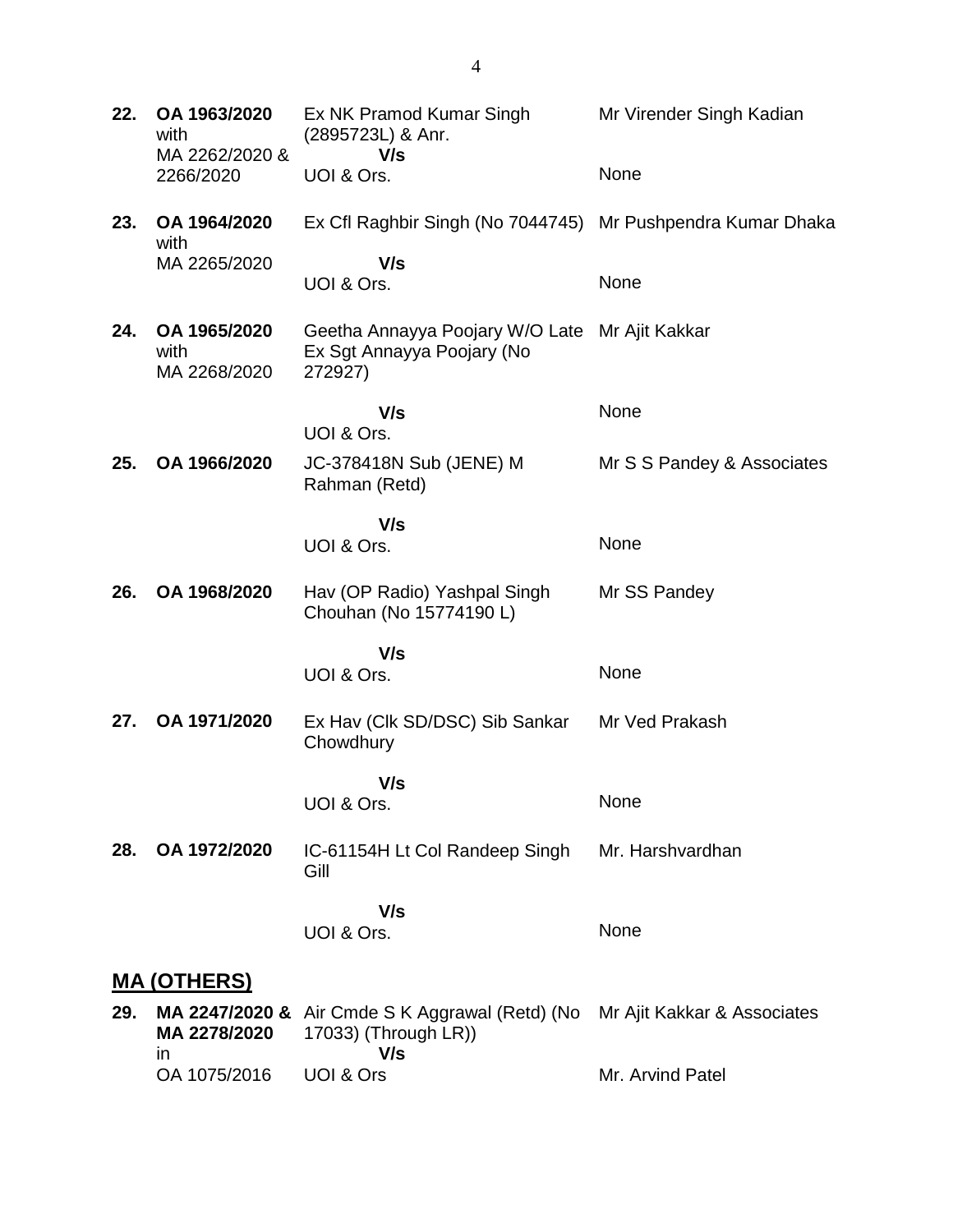| | | | |
|---|---|---|---|
| **22.** | **OA 1963/2020** with MA 2262/2020 & 2266/2020 | Ex NK Pramod Kumar Singh (2895723L) & Anr. **V/s** UOI & Ors. | Mr Virender Singh Kadian<br><br>None |
| **23.** | **OA 1964/2020** with MA 2265/2020 | Ex Cfl Raghbir Singh (No 7044745) **V/s** UOI & Ors. | Mr Pushpendra Kumar Dhaka<br><br>None |
| **24.** | **OA 1965/2020** with MA 2268/2020 | Geetha Annayya Poojary W/O Late Ex Sgt Annayya Poojary (No 272927) **V/s** UOI & Ors. | Mr Ajit Kakkar<br><br>None |
| **25.** | **OA 1966/2020** | JC-378418N Sub (JENE) M Rahman (Retd) **V/s** UOI & Ors. | Mr S S Pandey & Associates<br><br>None |
| **26.** | **OA 1968/2020** | Hav (OP Radio) Yashpal Singh Chouhan (No 15774190 L) **V/s** UOI & Ors. | Mr SS Pandey<br><br>None |
| **27.** | **OA 1971/2020** | Ex Hav (Clk SD/DSC) Sib Sankar Chowdhury **V/s** UOI & Ors. | Mr Ved Prakash<br><br>None |
| **28.** | **OA 1972/2020** | IC-61154H Lt Col Randeep Singh Gill **V/s** UOI & Ors. | Mr. Harshvardhan<br><br>None |

## **MA (OTHERS)**

| | | | |
|---|---|---|---|
| **29.** | **MA 2247/2020 & MA 2278/2020** in OA 1075/2016 | Air Cmde S K Aggrawal (Retd) (No 17033) (Through LR)) **V/s** UOI & Ors | Mr Ajit Kakkar & Associates<br><br>Mr. Arvind Patel |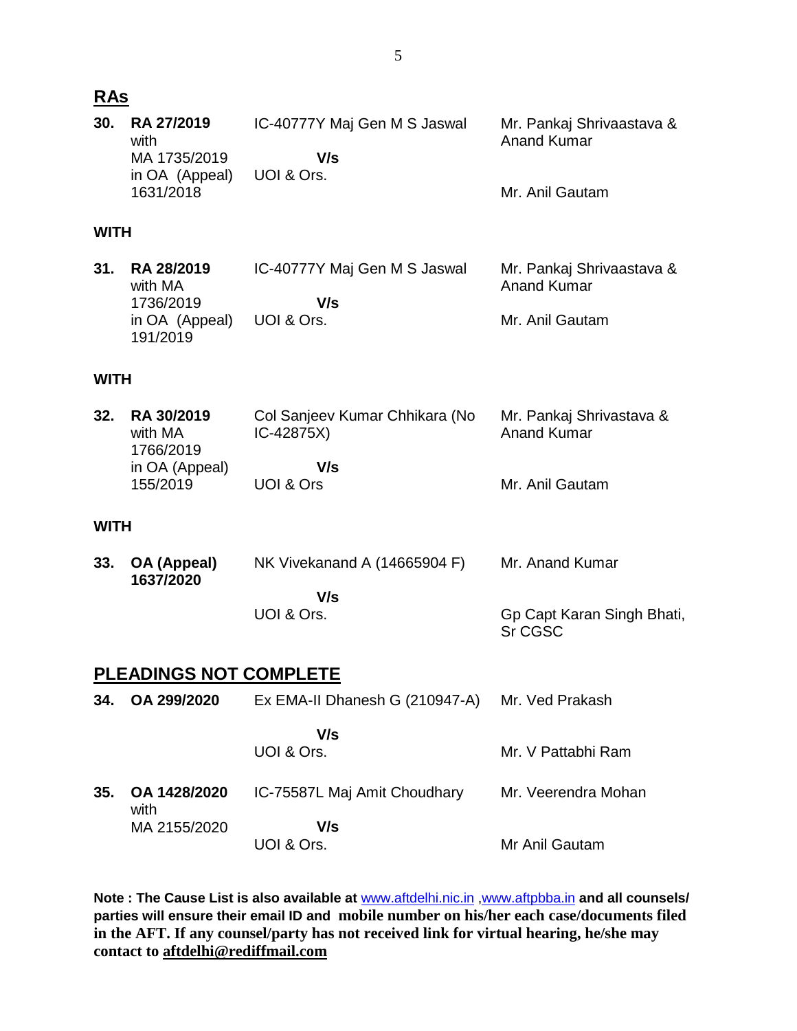## RAs

| | | | |
|---|---|---|---|
| **30.** | **RA 27/2019** with MA 1735/2019 in OA (Appeal) 1631/2018 | IC-40777Y Maj Gen M S Jaswal **V/s** UOI & Ors. | Mr. Pankaj Shrivaastava & Anand Kumar<br><br>Mr. Anil Gautam |

**WITH**

| | | | |
|---|---|---|---|
| **31.** | **RA 28/2019** with MA 1736/2019 in OA (Appeal) 191/2019 | IC-40777Y Maj Gen M S Jaswal **V/s** UOI & Ors. | Mr. Pankaj Shrivaastava & Anand Kumar<br><br>Mr. Anil Gautam |

**WITH**

| | | | |
|---|---|---|---|
| **32.** | **RA 30/2019** with MA 1766/2019 in OA (Appeal) 155/2019 | Col Sanjeev Kumar Chhikara (No IC-42875X) **V/s** UOI & Ors | Mr. Pankaj Shrivastava & Anand Kumar<br><br>Mr. Anil Gautam |

**WITH**

| | | | |
|---|---|---|---|
| **33.** | **OA (Appeal) 1637/2020** | NK Vivekanand A (14665904 F) **V/s** UOI & Ors. | Mr. Anand Kumar<br><br>Gp Capt Karan Singh Bhati, Sr CGSC |

## PLEADINGS NOT COMPLETE

| | | | |
|---|---|---|---|
| **34.** | **OA 299/2020** | Ex EMA-II Dhanesh G (210947-A) **V/s** UOI & Ors. | Mr. Ved Prakash<br><br>Mr. V Pattabhi Ram |
| **35.** | **OA 1428/2020** with MA 2155/2020 | IC-75587L Maj Amit Choudhary **V/s** UOI & Ors. | Mr. Veerendra Mohan<br><br>Mr Anil Gautam |

**Note : The Cause List is also available at** www.aftdelhi.nic.in ,www.aftpbba.in **and all counsels/ parties will ensure their email ID and mobile number on his/her each case/documents filed in the AFT. If any counsel/party has not received link for virtual hearing, he/she may contact to aftdelhi@rediffmail.com**